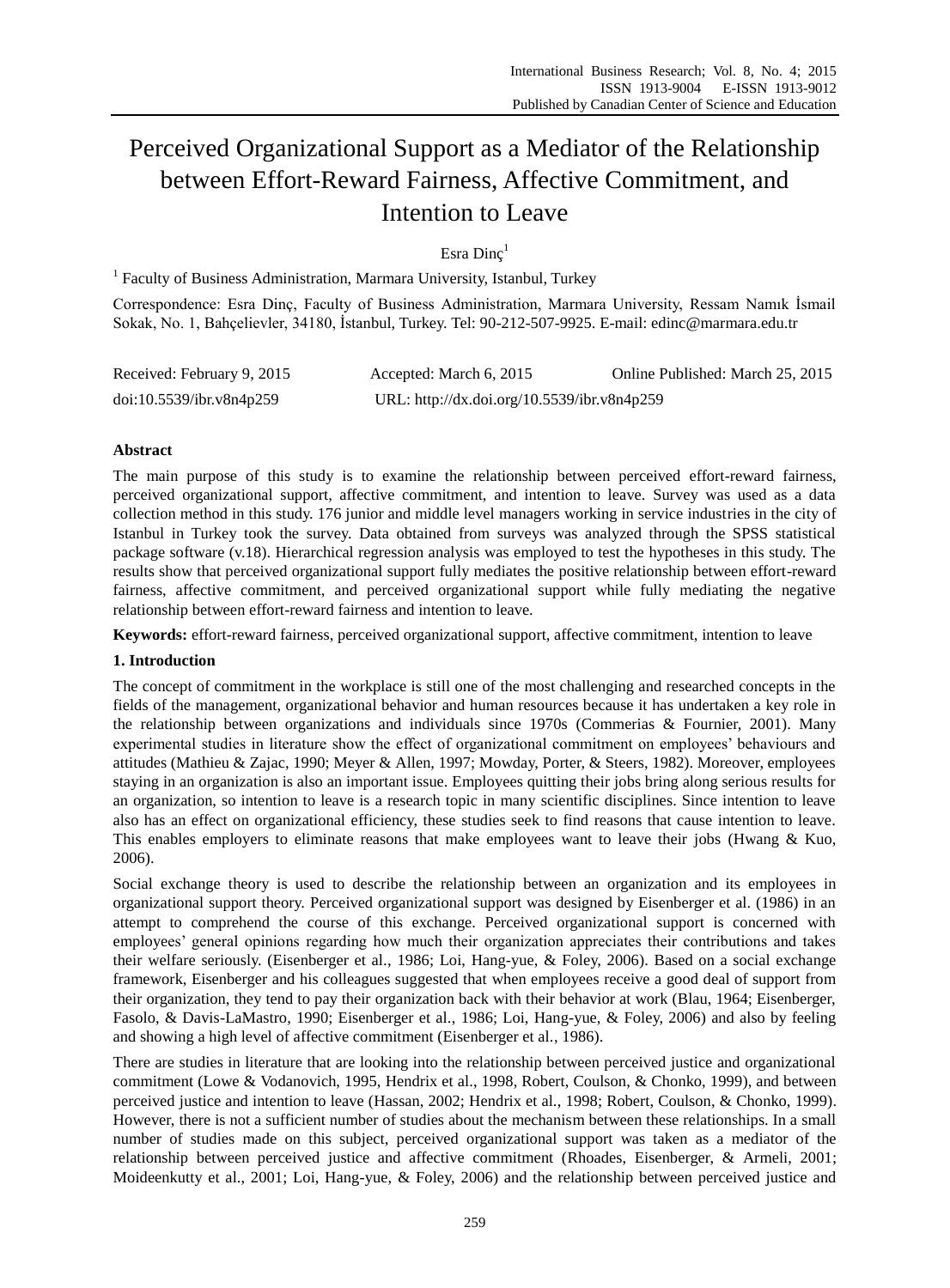# Perceived Organizational Support as a Mediator of the Relationship between Effort-Reward Fairness, Affective Commitment, and Intention to Leave

Esra Dinç[1]

[1] Faculty of Business Administration, Marmara University, Istanbul, Turkey

Correspondence: Esra Dinç, Faculty of Business Administration, Marmara University, Ressam Namık İsmail Sokak, No. 1, Bahçelievler, 34180, İstanbul, Turkey. Tel: 90-212-507-9925. E-mail: edinc@marmara.edu.tr

Received: February 9, 2015 Accepted: March 6, 2015 Online Published: March 25, 2015

doi:10.5539/ibr.v8n4p259 URL: http://dx.doi.org/10.5539/ibr.v8n4p259

## Abstract

The main purpose of this study is to examine the relationship between perceived effort-reward fairness, perceived organizational support, affective commitment, and intention to leave. Survey was used as a data collection method in this study. 176 junior and middle level managers working in service industries in the city of Istanbul in Turkey took the survey. Data obtained from surveys was analyzed through the SPSS statistical package software (v.18). Hierarchical regression analysis was employed to test the hypotheses in this study. The results show that perceived organizational support fully mediates the positive relationship between effort-reward fairness, affective commitment, and perceived organizational support while fully mediating the negative relationship between effort-reward fairness and intention to leave.

**Keywords:** effort-reward fairness, perceived organizational support, affective commitment, intention to leave

## 1. Introduction

The concept of commitment in the workplace is still one of the most challenging and researched concepts in the fields of the management, organizational behavior and human resources because it has undertaken a key role in the relationship between organizations and individuals since 1970s (Commerias & Fournier, 2001). Many experimental studies in literature show the effect of organizational commitment on employees' behaviours and attitudes (Mathieu & Zajac, 1990; Meyer & Allen, 1997; Mowday, Porter, & Steers, 1982). Moreover, employees staying in an organization is also an important issue. Employees quitting their jobs bring along serious results for an organization, so intention to leave is a research topic in many scientific disciplines. Since intention to leave also has an effect on organizational efficiency, these studies seek to find reasons that cause intention to leave. This enables employers to eliminate reasons that make employees want to leave their jobs (Hwang & Kuo, 2006).

Social exchange theory is used to describe the relationship between an organization and its employees in organizational support theory. Perceived organizational support was designed by Eisenberger et al. (1986) in an attempt to comprehend the course of this exchange. Perceived organizational support is concerned with employees' general opinions regarding how much their organization appreciates their contributions and takes their welfare seriously. (Eisenberger et al., 1986; Loi, Hang-yue, & Foley, 2006). Based on a social exchange framework, Eisenberger and his colleagues suggested that when employees receive a good deal of support from their organization, they tend to pay their organization back with their behavior at work (Blau, 1964; Eisenberger, Fasolo, & Davis-LaMastro, 1990; Eisenberger et al., 1986; Loi, Hang-yue, & Foley, 2006) and also by feeling and showing a high level of affective commitment (Eisenberger et al., 1986).

There are studies in literature that are looking into the relationship between perceived justice and organizational commitment (Lowe & Vodanovich, 1995, Hendrix et al., 1998, Robert, Coulson, & Chonko, 1999), and between perceived justice and intention to leave (Hassan, 2002; Hendrix et al., 1998; Robert, Coulson, & Chonko, 1999). However, there is not a sufficient number of studies about the mechanism between these relationships. In a small number of studies made on this subject, perceived organizational support was taken as a mediator of the relationship between perceived justice and affective commitment (Rhoades, Eisenberger, & Armeli, 2001; Moideenkutty et al., 2001; Loi, Hang-yue, & Foley, 2006) and the relationship between perceived justice and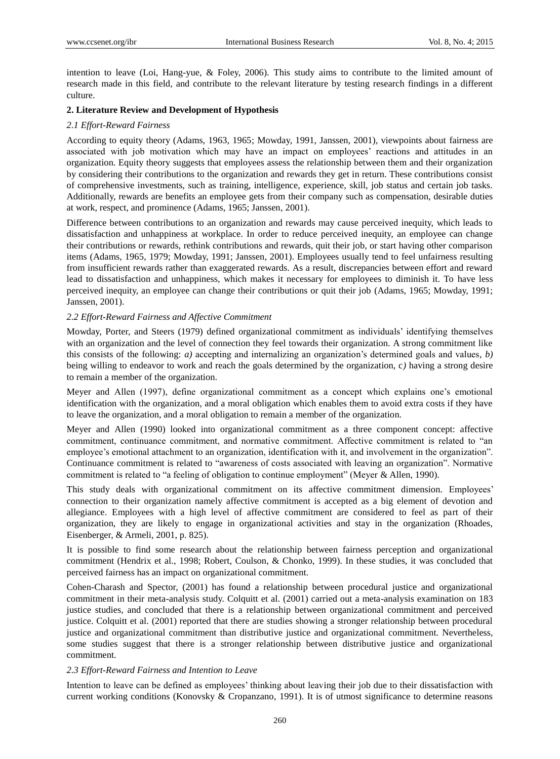intention to leave (Loi, Hang-yue, & Foley, 2006). This study aims to contribute to the limited amount of research made in this field, and contribute to the relevant literature by testing research findings in a different culture.

## 2. Literature Review and Development of Hypothesis

### *2.1 Effort-Reward Fairness*

According to equity theory (Adams, 1963, 1965; Mowday, 1991, Janssen, 2001), viewpoints about fairness are associated with job motivation which may have an impact on employees' reactions and attitudes in an organization. Equity theory suggests that employees assess the relationship between them and their organization by considering their contributions to the organization and rewards they get in return. These contributions consist of comprehensive investments, such as training, intelligence, experience, skill, job status and certain job tasks. Additionally, rewards are benefits an employee gets from their company such as compensation, desirable duties at work, respect, and prominence (Adams, 1965; Janssen, 2001).

Difference between contributions to an organization and rewards may cause perceived inequity, which leads to dissatisfaction and unhappiness at workplace. In order to reduce perceived inequity, an employee can change their contributions or rewards, rethink contributions and rewards, quit their job, or start having other comparison items (Adams, 1965, 1979; Mowday, 1991; Janssen, 2001). Employees usually tend to feel unfairness resulting from insufficient rewards rather than exaggerated rewards. As a result, discrepancies between effort and reward lead to dissatisfaction and unhappiness, which makes it necessary for employees to diminish it. To have less perceived inequity, an employee can change their contributions or quit their job (Adams, 1965; Mowday, 1991; Janssen, 2001).

### *2.2 Effort-Reward Fairness and Affective Commitment*

Mowday, Porter, and Steers (1979) defined organizational commitment as individuals' identifying themselves with an organization and the level of connection they feel towards their organization. A strong commitment like this consists of the following: *a)* accepting and internalizing an organization's determined goals and values, *b)* being willing to endeavor to work and reach the goals determined by the organization, c*)* having a strong desire to remain a member of the organization.

Meyer and Allen (1997), define organizational commitment as a concept which explains one's emotional identification with the organization, and a moral obligation which enables them to avoid extra costs if they have to leave the organization, and a moral obligation to remain a member of the organization.

Meyer and Allen (1990) looked into organizational commitment as a three component concept: affective commitment, continuance commitment, and normative commitment. Affective commitment is related to "an employee's emotional attachment to an organization, identification with it, and involvement in the organization". Continuance commitment is related to "awareness of costs associated with leaving an organization". Normative commitment is related to "a feeling of obligation to continue employment" (Meyer & Allen, 1990).

This study deals with organizational commitment on its affective commitment dimension. Employees' connection to their organization namely affective commitment is accepted as a big element of devotion and allegiance. Employees with a high level of affective commitment are considered to feel as part of their organization, they are likely to engage in organizational activities and stay in the organization (Rhoades, Eisenberger, & Armeli, 2001, p. 825).

It is possible to find some research about the relationship between fairness perception and organizational commitment (Hendrix et al., 1998; Robert, Coulson, & Chonko, 1999). In these studies, it was concluded that perceived fairness has an impact on organizational commitment.

Cohen-Charash and Spector, (2001) has found a relationship between procedural justice and organizational commitment in their meta-analysis study. Colquitt et al. (2001) carried out a meta-analysis examination on 183 justice studies, and concluded that there is a relationship between organizational commitment and perceived justice. Colquitt et al. (2001) reported that there are studies showing a stronger relationship between procedural justice and organizational commitment than distributive justice and organizational commitment. Nevertheless, some studies suggest that there is a stronger relationship between distributive justice and organizational commitment.

### *2.3 Effort-Reward Fairness and Intention to Leave*

Intention to leave can be defined as employees' thinking about leaving their job due to their dissatisfaction with current working conditions (Konovsky & Cropanzano, 1991). It is of utmost significance to determine reasons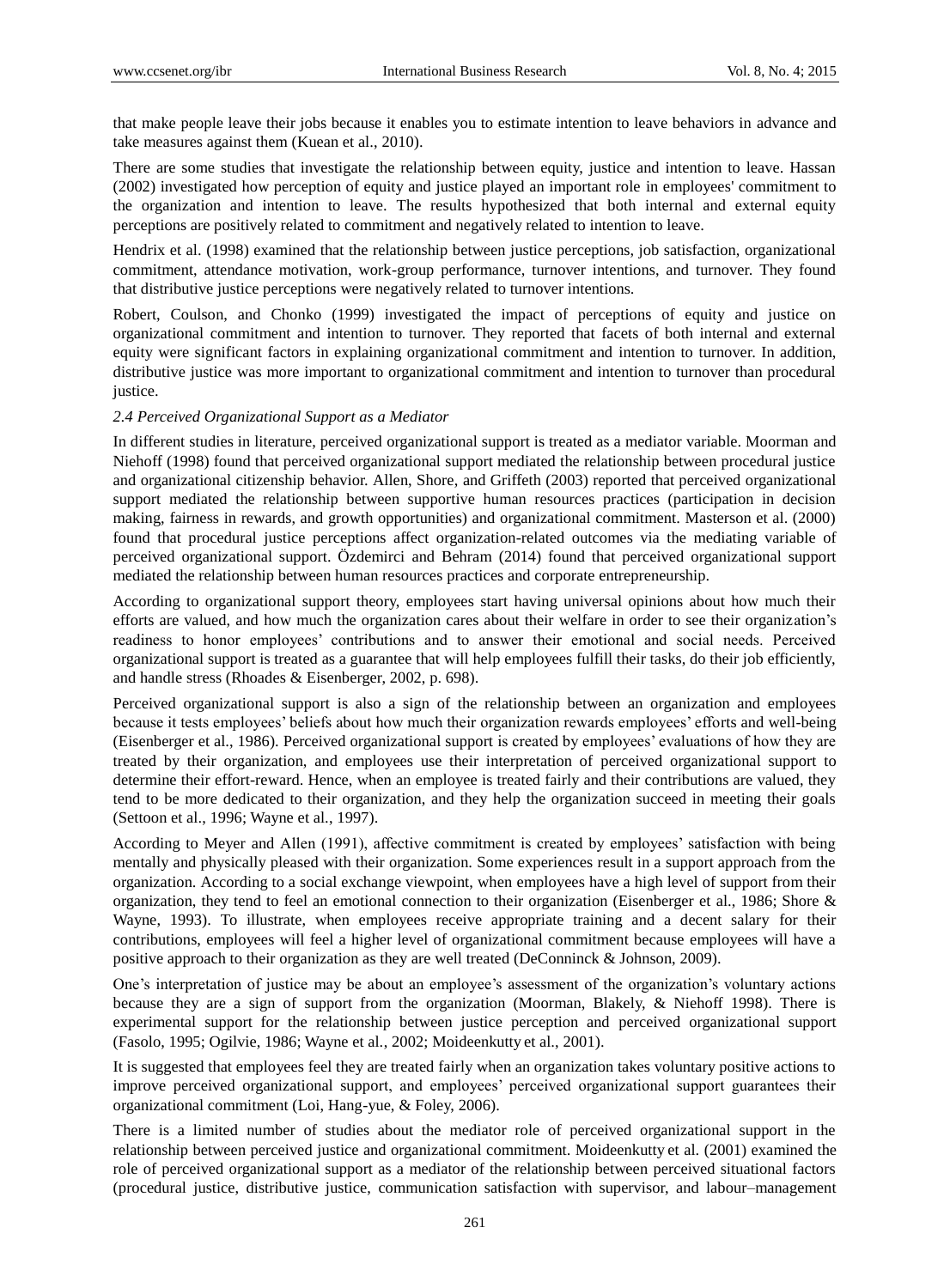that make people leave their jobs because it enables you to estimate intention to leave behaviors in advance and take measures against them (Kuean et al., 2010).

There are some studies that investigate the relationship between equity, justice and intention to leave. Hassan (2002) investigated how perception of equity and justice played an important role in employees' commitment to the organization and intention to leave. The results hypothesized that both internal and external equity perceptions are positively related to commitment and negatively related to intention to leave.

Hendrix et al. (1998) examined that the relationship between justice perceptions, job satisfaction, organizational commitment, attendance motivation, work-group performance, turnover intentions, and turnover. They found that distributive justice perceptions were negatively related to turnover intentions.

Robert, Coulson, and Chonko (1999) investigated the impact of perceptions of equity and justice on organizational commitment and intention to turnover. They reported that facets of both internal and external equity were significant factors in explaining organizational commitment and intention to turnover. In addition, distributive justice was more important to organizational commitment and intention to turnover than procedural justice.

### *2.4 Perceived Organizational Support as a Mediator*

In different studies in literature, perceived organizational support is treated as a mediator variable. Moorman and Niehoff (1998) found that perceived organizational support mediated the relationship between procedural justice and organizational citizenship behavior. Allen, Shore, and Griffeth (2003) reported that perceived organizational support mediated the relationship between supportive human resources practices (participation in decision making, fairness in rewards, and growth opportunities) and organizational commitment. Masterson et al. (2000) found that procedural justice perceptions affect organization-related outcomes via the mediating variable of perceived organizational support. Özdemirci and Behram (2014) found that perceived organizational support mediated the relationship between human resources practices and corporate entrepreneurship.

According to organizational support theory, employees start having universal opinions about how much their efforts are valued, and how much the organization cares about their welfare in order to see their organization's readiness to honor employees' contributions and to answer their emotional and social needs. Perceived organizational support is treated as a guarantee that will help employees fulfill their tasks, do their job efficiently, and handle stress (Rhoades & Eisenberger, 2002, p. 698).

Perceived organizational support is also a sign of the relationship between an organization and employees because it tests employees' beliefs about how much their organization rewards employees' efforts and well-being (Eisenberger et al., 1986). Perceived organizational support is created by employees' evaluations of how they are treated by their organization, and employees use their interpretation of perceived organizational support to determine their effort-reward. Hence, when an employee is treated fairly and their contributions are valued, they tend to be more dedicated to their organization, and they help the organization succeed in meeting their goals (Settoon et al., 1996; Wayne et al., 1997).

According to Meyer and Allen (1991), affective commitment is created by employees' satisfaction with being mentally and physically pleased with their organization. Some experiences result in a support approach from the organization. According to a social exchange viewpoint, when employees have a high level of support from their organization, they tend to feel an emotional connection to their organization (Eisenberger et al., 1986; Shore & Wayne, 1993). To illustrate, when employees receive appropriate training and a decent salary for their contributions, employees will feel a higher level of organizational commitment because employees will have a positive approach to their organization as they are well treated (DeConninck & Johnson, 2009).

One's interpretation of justice may be about an employee's assessment of the organization's voluntary actions because they are a sign of support from the organization (Moorman, Blakely, & Niehoff 1998). There is experimental support for the relationship between justice perception and perceived organizational support (Fasolo, 1995; Ogilvie, 1986; Wayne et al., 2002; Moideenkutty et al., 2001).

It is suggested that employees feel they are treated fairly when an organization takes voluntary positive actions to improve perceived organizational support, and employees' perceived organizational support guarantees their organizational commitment (Loi, Hang-yue, & Foley, 2006).

There is a limited number of studies about the mediator role of perceived organizational support in the relationship between perceived justice and organizational commitment. Moideenkutty et al. (2001) examined the role of perceived organizational support as a mediator of the relationship between perceived situational factors (procedural justice, distributive justice, communication satisfaction with supervisor, and labour–management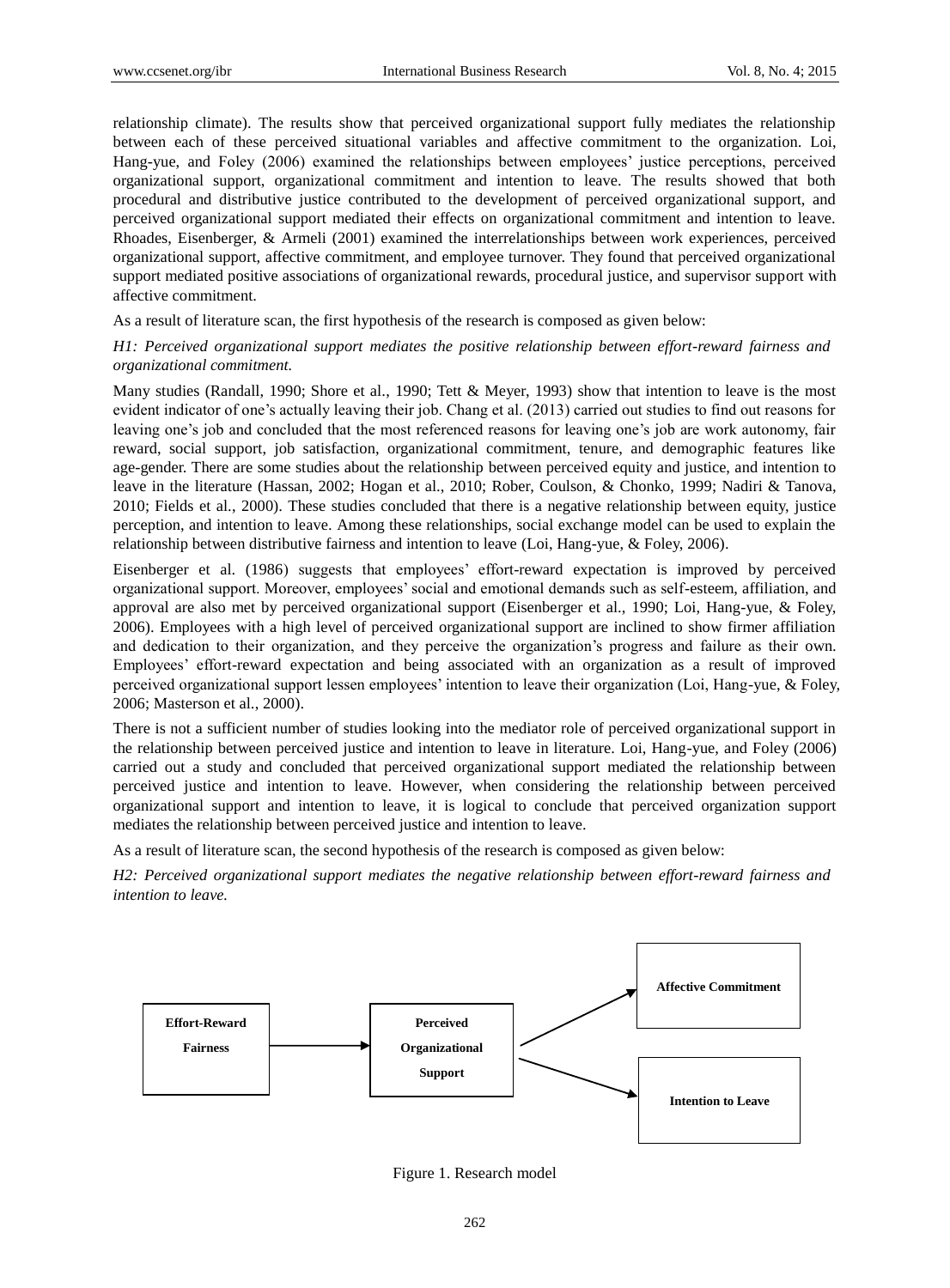relationship climate). The results show that perceived organizational support fully mediates the relationship between each of these perceived situational variables and affective commitment to the organization. Loi, Hang-yue, and Foley (2006) examined the relationships between employees' justice perceptions, perceived organizational support, organizational commitment and intention to leave. The results showed that both procedural and distributive justice contributed to the development of perceived organizational support, and perceived organizational support mediated their effects on organizational commitment and intention to leave. Rhoades, Eisenberger, & Armeli (2001) examined the interrelationships between work experiences, perceived organizational support, affective commitment, and employee turnover. They found that perceived organizational support mediated positive associations of organizational rewards, procedural justice, and supervisor support with affective commitment.

As a result of literature scan, the first hypothesis of the research is composed as given below:

*H1: Perceived organizational support mediates the positive relationship between effort-reward fairness and organizational commitment.*

Many studies (Randall, 1990; Shore et al., 1990; Tett & Meyer, 1993) show that intention to leave is the most evident indicator of one's actually leaving their job. Chang et al. (2013) carried out studies to find out reasons for leaving one's job and concluded that the most referenced reasons for leaving one's job are work autonomy, fair reward, social support, job satisfaction, organizational commitment, tenure, and demographic features like age-gender. There are some studies about the relationship between perceived equity and justice, and intention to leave in the literature (Hassan, 2002; Hogan et al., 2010; Rober, Coulson, & Chonko, 1999; Nadiri & Tanova, 2010; Fields et al., 2000). These studies concluded that there is a negative relationship between equity, justice perception, and intention to leave. Among these relationships, social exchange model can be used to explain the relationship between distributive fairness and intention to leave (Loi, Hang-yue, & Foley, 2006).

Eisenberger et al. (1986) suggests that employees' effort-reward expectation is improved by perceived organizational support. Moreover, employees' social and emotional demands such as self-esteem, affiliation, and approval are also met by perceived organizational support (Eisenberger et al., 1990; Loi, Hang-yue, & Foley, 2006). Employees with a high level of perceived organizational support are inclined to show firmer affiliation and dedication to their organization, and they perceive the organization's progress and failure as their own. Employees' effort-reward expectation and being associated with an organization as a result of improved perceived organizational support lessen employees' intention to leave their organization (Loi, Hang-yue, & Foley, 2006; Masterson et al., 2000).

There is not a sufficient number of studies looking into the mediator role of perceived organizational support in the relationship between perceived justice and intention to leave in literature. Loi, Hang-yue, and Foley (2006) carried out a study and concluded that perceived organizational support mediated the relationship between perceived justice and intention to leave. However, when considering the relationship between perceived organizational support and intention to leave, it is logical to conclude that perceived organization support mediates the relationship between perceived justice and intention to leave.

As a result of literature scan, the second hypothesis of the research is composed as given below:

*H2: Perceived organizational support mediates the negative relationship between effort-reward fairness and intention to leave.*

**Effort-Reward Fairness** → **Perceived Organizational Support** → **Affective Commitment**; **Intention to Leave**

Figure 1. Research model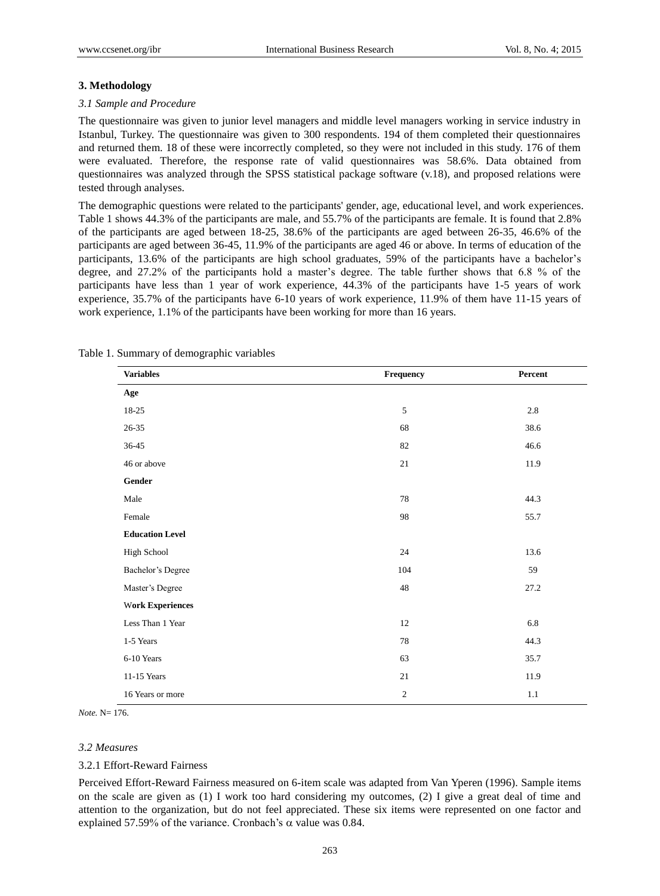## 3. Methodology

### *3.1 Sample and Procedure*

The questionnaire was given to junior level managers and middle level managers working in service industry in Istanbul, Turkey. The questionnaire was given to 300 respondents. 194 of them completed their questionnaires and returned them. 18 of these were incorrectly completed, so they were not included in this study. 176 of them were evaluated. Therefore, the response rate of valid questionnaires was 58.6%. Data obtained from questionnaires was analyzed through the SPSS statistical package software (v.18), and proposed relations were tested through analyses.

The demographic questions were related to the participants' gender, age, educational level, and work experiences. Table 1 shows 44.3% of the participants are male, and 55.7% of the participants are female. It is found that 2.8% of the participants are aged between 18-25, 38.6% of the participants are aged between 26-35, 46.6% of the participants are aged between 36-45, 11.9% of the participants are aged 46 or above. In terms of education of the participants, 13.6% of the participants are high school graduates, 59% of the participants have a bachelor's degree, and 27.2% of the participants hold a master's degree. The table further shows that 6.8 % of the participants have less than 1 year of work experience, 44.3% of the participants have 1-5 years of work experience, 35.7% of the participants have 6-10 years of work experience, 11.9% of them have 11-15 years of work experience, 1.1% of the participants have been working for more than 16 years.

Table 1. Summary of demographic variables

| Variables | Frequency | Percent |
|---|---|---|
| **Age** | | |
| 18-25 | 5 | 2.8 |
| 26-35 | 68 | 38.6 |
| 36-45 | 82 | 46.6 |
| 46 or above | 21 | 11.9 |
| **Gender** | | |
| Male | 78 | 44.3 |
| Female | 98 | 55.7 |
| **Education Level** | | |
| High School | 24 | 13.6 |
| Bachelor's Degree | 104 | 59 |
| Master's Degree | 48 | 27.2 |
| **Work Experiences** | | |
| Less Than 1 Year | 12 | 6.8 |
| 1-5 Years | 78 | 44.3 |
| 6-10 Years | 63 | 35.7 |
| 11-15 Years | 21 | 11.9 |
| 16 Years or more | 2 | 1.1 |

*Note.* N= 176.

### *3.2 Measures*

#### 3.2.1 Effort-Reward Fairness

Perceived Effort-Reward Fairness measured on 6-item scale was adapted from Van Yperen (1996). Sample items on the scale are given as (1) I work too hard considering my outcomes, (2) I give a great deal of time and attention to the organization, but do not feel appreciated. These six items were represented on one factor and explained 57.59% of the variance. Cronbach's $\alpha$ value was 0.84.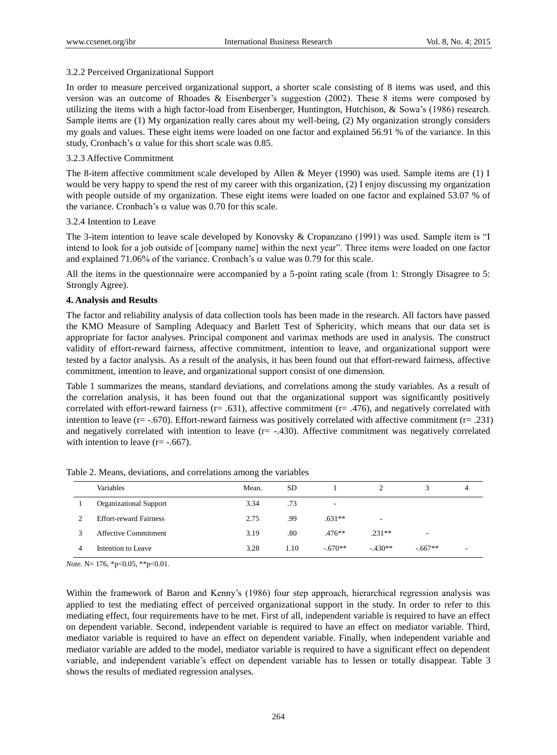#### 3.2.2 Perceived Organizational Support

In order to measure perceived organizational support, a shorter scale consisting of 8 items was used, and this version was an outcome of Rhoades & Eisenberger's suggestion (2002). These 8 items were composed by utilizing the items with a high factor-load from Eisenberger, Huntington, Hutchison, & Sowa's (1986) research. Sample items are (1) My organization really cares about my well-being, (2) My organization strongly considers my goals and values. These eight items were loaded on one factor and explained 56.91 % of the variance. In this study, Cronbach's $\alpha$ value for this short scale was 0.85.

#### 3.2.3 Affective Commitment

The 8-item affective commitment scale developed by Allen & Meyer (1990) was used. Sample items are (1) I would be very happy to spend the rest of my career with this organization, (2) I enjoy discussing my organization with people outside of my organization. These eight items were loaded on one factor and explained 53.07 % of the variance. Cronbach's $\alpha$ value was 0.70 for this scale.

#### 3.2.4 Intention to Leave

The 3-item intention to leave scale developed by Konovsky & Cropanzano (1991) was used. Sample item is "I intend to look for a job outside of [company name] within the next year". Three items were loaded on one factor and explained 71.06% of the variance. Cronbach's $\alpha$ value was 0.79 for this scale.

All the items in the questionnaire were accompanied by a 5-point rating scale (from 1: Strongly Disagree to 5: Strongly Agree).

## 4. Analysis and Results

The factor and reliability analysis of data collection tools has been made in the research. All factors have passed the KMO Measure of Sampling Adequacy and Barlett Test of Sphericity, which means that our data set is appropriate for factor analyses. Principal component and varimax methods are used in analysis. The construct validity of effort-reward fairness, affective commitment, intention to leave, and organizational support were tested by a factor analysis. As a result of the analysis, it has been found out that effort-reward fairness, affective commitment, intention to leave, and organizational support consist of one dimension.

Table 1 summarizes the means, standard deviations, and correlations among the study variables. As a result of the correlation analysis, it has been found out that the organizational support was significantly positively correlated with effort-reward fairness ($r= .631$), affective commitment ($r= .476$), and negatively correlated with intention to leave ($r= -.670$). Effort-reward fairness was positively correlated with affective commitment ($r= .231$) and negatively correlated with intention to leave ($r= -.430$). Affective commitment was negatively correlated with intention to leave ($r= -.667$).

Table 2. Means, deviations, and correlations among the variables

| | Variables | Mean. | SD | 1 | 2 | 3 | 4 |
|---|---|---|---|---|---|---|---|
| 1 | Organizational Support | 3.34 | .73 | - | | | |
| 2 | Effort-reward Fairness | 2.75 | .99 | .631** | - | | |
| 3 | Affective Commitment | 3.19 | .80 | .476** | .231** | - | |
| 4 | Intention to Leave | 3.28 | 1.10 | -.670** | -.430** | -.667** | - |

*Note.* N= 176, *p<0.05, **p<0.01.

Within the framework of Baron and Kenny's (1986) four step approach, hierarchical regression analysis was applied to test the mediating effect of perceived organizational support in the study. In order to refer to this mediating effect, four requirements have to be met. First of all, independent variable is required to have an effect on dependent variable. Second, independent variable is required to have an effect on mediator variable. Third, mediator variable is required to have an effect on dependent variable. Finally, when independent variable and mediator variable are added to the model, mediator variable is required to have a significant effect on dependent variable, and independent variable's effect on dependent variable has to lessen or totally disappear. Table 3 shows the results of mediated regression analyses.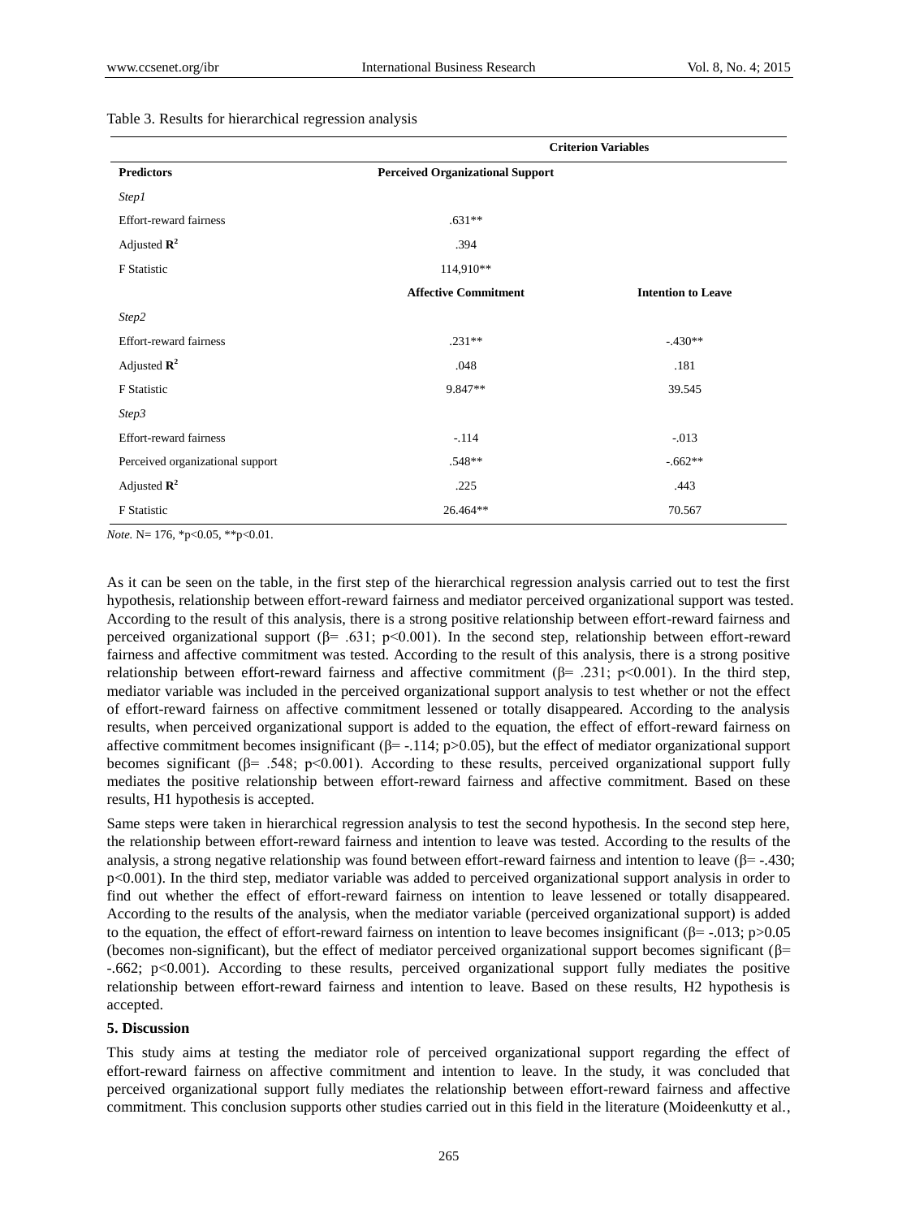Table 3. Results for hierarchical regression analysis

| | Criterion Variables | |
|---|---|---|
| **Predictors** | **Perceived Organizational Support** | |
| *Step1* | | |
| Effort-reward fairness | .631** | |
| Adjusted $\mathbf{R}^2$ | .394 | |
| F Statistic | 114,910** | |
| | **Affective Commitment** | **Intention to Leave** |
| *Step2* | | |
| Effort-reward fairness | .231** | -.430** |
| Adjusted $\mathbf{R}^2$ | .048 | .181 |
| F Statistic | 9.847** | 39.545 |
| *Step3* | | |
| Effort-reward fairness | -.114 | -.013 |
| Perceived organizational support | .548** | -.662** |
| Adjusted $\mathbf{R}^2$ | .225 | .443 |
| F Statistic | 26.464** | 70.567 |

*Note.* N= 176, *p<0.05, **p<0.01.

As it can be seen on the table, in the first step of the hierarchical regression analysis carried out to test the first hypothesis, relationship between effort-reward fairness and mediator perceived organizational support was tested. According to the result of this analysis, there is a strong positive relationship between effort-reward fairness and perceived organizational support (β= .631; p<0.001). In the second step, relationship between effort-reward fairness and affective commitment was tested. According to the result of this analysis, there is a strong positive relationship between effort-reward fairness and affective commitment (β= .231; p<0.001). In the third step, mediator variable was included in the perceived organizational support analysis to test whether or not the effect of effort-reward fairness on affective commitment lessened or totally disappeared. According to the analysis results, when perceived organizational support is added to the equation, the effect of effort-reward fairness on affective commitment becomes insignificant (β= -.114; p>0.05), but the effect of mediator organizational support becomes significant (β= .548; p<0.001). According to these results, perceived organizational support fully mediates the positive relationship between effort-reward fairness and affective commitment. Based on these results, H1 hypothesis is accepted.

Same steps were taken in hierarchical regression analysis to test the second hypothesis. In the second step here, the relationship between effort-reward fairness and intention to leave was tested. According to the results of the analysis, a strong negative relationship was found between effort-reward fairness and intention to leave (β= -.430; p<0.001). In the third step, mediator variable was added to perceived organizational support analysis in order to find out whether the effect of effort-reward fairness on intention to leave lessened or totally disappeared. According to the results of the analysis, when the mediator variable (perceived organizational support) is added to the equation, the effect of effort-reward fairness on intention to leave becomes insignificant (β= -.013; p>0.05 (becomes non-significant), but the effect of mediator perceived organizational support becomes significant (β= -.662; p<0.001). According to these results, perceived organizational support fully mediates the positive relationship between effort-reward fairness and intention to leave. Based on these results, H2 hypothesis is accepted.

## 5. Discussion

This study aims at testing the mediator role of perceived organizational support regarding the effect of effort-reward fairness on affective commitment and intention to leave. In the study, it was concluded that perceived organizational support fully mediates the relationship between effort-reward fairness and affective commitment. This conclusion supports other studies carried out in this field in the literature (Moideenkutty et al.,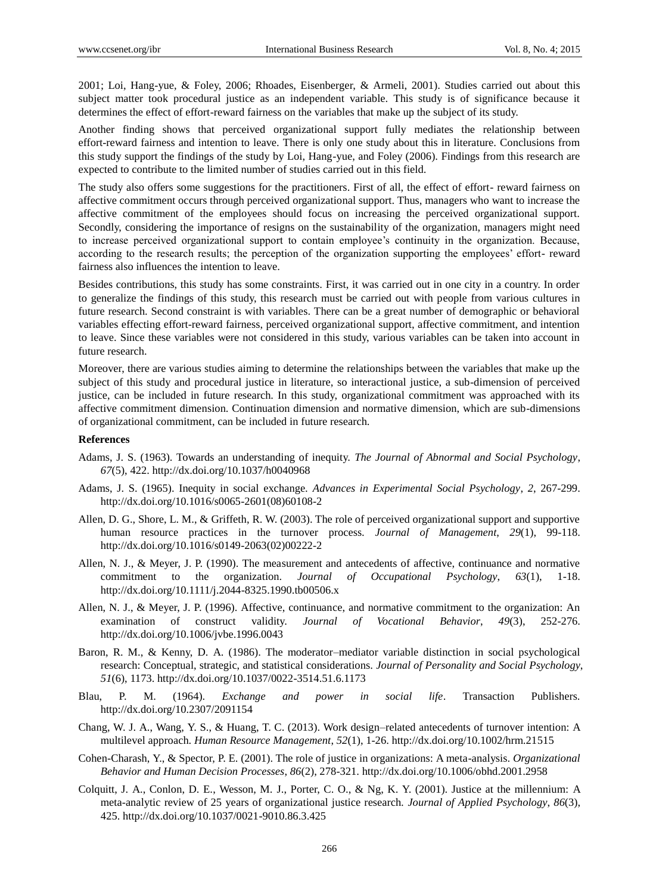2001; Loi, Hang-yue, & Foley, 2006; Rhoades, Eisenberger, & Armeli, 2001). Studies carried out about this subject matter took procedural justice as an independent variable. This study is of significance because it determines the effect of effort-reward fairness on the variables that make up the subject of its study.

Another finding shows that perceived organizational support fully mediates the relationship between effort-reward fairness and intention to leave. There is only one study about this in literature. Conclusions from this study support the findings of the study by Loi, Hang-yue, and Foley (2006). Findings from this research are expected to contribute to the limited number of studies carried out in this field.

The study also offers some suggestions for the practitioners. First of all, the effect of effort- reward fairness on affective commitment occurs through perceived organizational support. Thus, managers who want to increase the affective commitment of the employees should focus on increasing the perceived organizational support. Secondly, considering the importance of resigns on the sustainability of the organization, managers might need to increase perceived organizational support to contain employee's continuity in the organization. Because, according to the research results; the perception of the organization supporting the employees' effort- reward fairness also influences the intention to leave.

Besides contributions, this study has some constraints. First, it was carried out in one city in a country. In order to generalize the findings of this study, this research must be carried out with people from various cultures in future research. Second constraint is with variables. There can be a great number of demographic or behavioral variables effecting effort-reward fairness, perceived organizational support, affective commitment, and intention to leave. Since these variables were not considered in this study, various variables can be taken into account in future research.

Moreover, there are various studies aiming to determine the relationships between the variables that make up the subject of this study and procedural justice in literature, so interactional justice, a sub-dimension of perceived justice, can be included in future research. In this study, organizational commitment was approached with its affective commitment dimension. Continuation dimension and normative dimension, which are sub-dimensions of organizational commitment, can be included in future research.

**References**

Adams, J. S. (1963). Towards an understanding of inequity. *The Journal of Abnormal and Social Psychology*, *67*(5), 422. http://dx.doi.org/10.1037/h0040968

Adams, J. S. (1965). Inequity in social exchange. *Advances in Experimental Social Psychology*, *2*, 267-299. http://dx.doi.org/10.1016/s0065-2601(08)60108-2

Allen, D. G., Shore, L. M., & Griffeth, R. W. (2003). The role of perceived organizational support and supportive human resource practices in the turnover process. *Journal of Management*, *29*(1), 99-118. http://dx.doi.org/10.1016/s0149-2063(02)00222-2

Allen, N. J., & Meyer, J. P. (1990). The measurement and antecedents of affective, continuance and normative commitment to the organization. *Journal of Occupational Psychology*, *63*(1), 1-18. http://dx.doi.org/10.1111/j.2044-8325.1990.tb00506.x

Allen, N. J., & Meyer, J. P. (1996). Affective, continuance, and normative commitment to the organization: An examination of construct validity. *Journal of Vocational Behavior*, *49*(3), 252-276. http://dx.doi.org/10.1006/jvbe.1996.0043

Baron, R. M., & Kenny, D. A. (1986). The moderator–mediator variable distinction in social psychological research: Conceptual, strategic, and statistical considerations. *Journal of Personality and Social Psychology*, *51*(6), 1173. http://dx.doi.org/10.1037/0022-3514.51.6.1173

Blau, P. M. (1964). *Exchange and power in social life*. Transaction Publishers. http://dx.doi.org/10.2307/2091154

Chang, W. J. A., Wang, Y. S., & Huang, T. C. (2013). Work design–related antecedents of turnover intention: A multilevel approach. *Human Resource Management*, *52*(1), 1-26. http://dx.doi.org/10.1002/hrm.21515

Cohen-Charash, Y., & Spector, P. E. (2001). The role of justice in organizations: A meta-analysis. *Organizational Behavior and Human Decision Processes*, *86*(2), 278-321. http://dx.doi.org/10.1006/obhd.2001.2958

Colquitt, J. A., Conlon, D. E., Wesson, M. J., Porter, C. O., & Ng, K. Y. (2001). Justice at the millennium: A meta-analytic review of 25 years of organizational justice research. *Journal of Applied Psychology*, *86*(3), 425. http://dx.doi.org/10.1037/0021-9010.86.3.425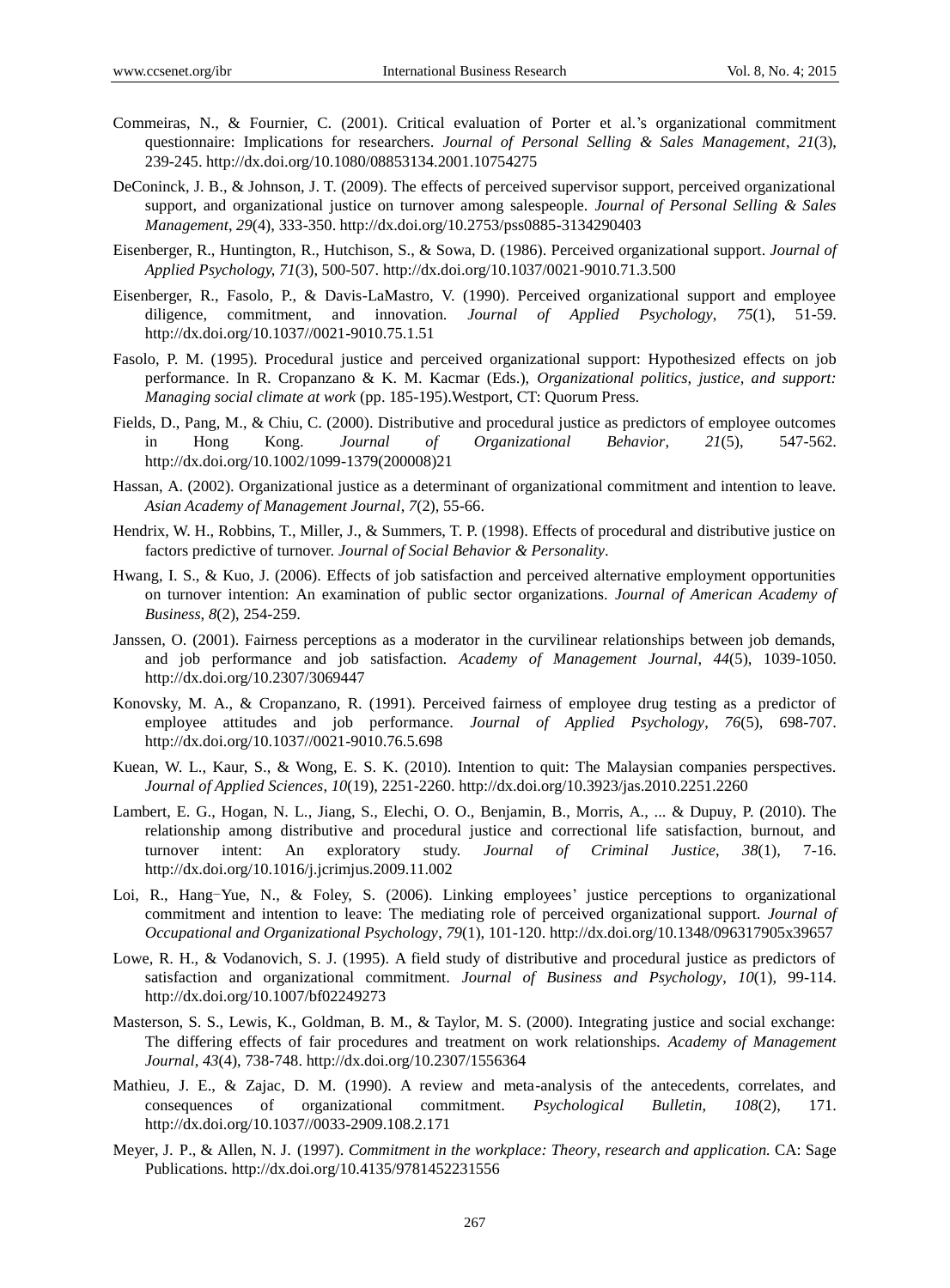Commeiras, N., & Fournier, C. (2001). Critical evaluation of Porter et al.'s organizational commitment questionnaire: Implications for researchers. *Journal of Personal Selling & Sales Management*, *21*(3), 239-245. http://dx.doi.org/10.1080/08853134.2001.10754275

DeConinck, J. B., & Johnson, J. T. (2009). The effects of perceived supervisor support, perceived organizational support, and organizational justice on turnover among salespeople. *Journal of Personal Selling & Sales Management*, *29*(4), 333-350. http://dx.doi.org/10.2753/pss0885-3134290403

Eisenberger, R., Huntington, R., Hutchison, S., & Sowa, D. (1986). Perceived organizational support. *Journal of Applied Psychology*, *71*(3), 500-507. http://dx.doi.org/10.1037/0021-9010.71.3.500

Eisenberger, R., Fasolo, P., & Davis-LaMastro, V. (1990). Perceived organizational support and employee diligence, commitment, and innovation. *Journal of Applied Psychology*, *75*(1), 51-59. http://dx.doi.org/10.1037//0021-9010.75.1.51

Fasolo, P. M. (1995). Procedural justice and perceived organizational support: Hypothesized effects on job performance. In R. Cropanzano & K. M. Kacmar (Eds.), *Organizational politics, justice, and support: Managing social climate at work* (pp. 185-195).Westport, CT: Quorum Press.

Fields, D., Pang, M., & Chiu, C. (2000). Distributive and procedural justice as predictors of employee outcomes in Hong Kong. *Journal of Organizational Behavior*, *21*(5), 547-562. http://dx.doi.org/10.1002/1099-1379(200008)21

Hassan, A. (2002). Organizational justice as a determinant of organizational commitment and intention to leave. *Asian Academy of Management Journal*, *7*(2), 55-66.

Hendrix, W. H., Robbins, T., Miller, J., & Summers, T. P. (1998). Effects of procedural and distributive justice on factors predictive of turnover. *Journal of Social Behavior & Personality*.

Hwang, I. S., & Kuo, J. (2006). Effects of job satisfaction and perceived alternative employment opportunities on turnover intention: An examination of public sector organizations. *Journal of American Academy of Business*, *8*(2), 254-259.

Janssen, O. (2001). Fairness perceptions as a moderator in the curvilinear relationships between job demands, and job performance and job satisfaction. *Academy of Management Journal*, *44*(5), 1039-1050. http://dx.doi.org/10.2307/3069447

Konovsky, M. A., & Cropanzano, R. (1991). Perceived fairness of employee drug testing as a predictor of employee attitudes and job performance. *Journal of Applied Psychology*, *76*(5), 698-707. http://dx.doi.org/10.1037//0021-9010.76.5.698

Kuean, W. L., Kaur, S., & Wong, E. S. K. (2010). Intention to quit: The Malaysian companies perspectives. *Journal of Applied Sciences*, *10*(19), 2251-2260. http://dx.doi.org/10.3923/jas.2010.2251.2260

Lambert, E. G., Hogan, N. L., Jiang, S., Elechi, O. O., Benjamin, B., Morris, A., ... & Dupuy, P. (2010). The relationship among distributive and procedural justice and correctional life satisfaction, burnout, and turnover intent: An exploratory study. *Journal of Criminal Justice*, *38*(1), 7-16. http://dx.doi.org/10.1016/j.jcrimjus.2009.11.002

Loi, R., Hang-Yue, N., & Foley, S. (2006). Linking employees' justice perceptions to organizational commitment and intention to leave: The mediating role of perceived organizational support. *Journal of Occupational and Organizational Psychology*, *79*(1), 101-120. http://dx.doi.org/10.1348/096317905x39657

Lowe, R. H., & Vodanovich, S. J. (1995). A field study of distributive and procedural justice as predictors of satisfaction and organizational commitment. *Journal of Business and Psychology*, *10*(1), 99-114. http://dx.doi.org/10.1007/bf02249273

Masterson, S. S., Lewis, K., Goldman, B. M., & Taylor, M. S. (2000). Integrating justice and social exchange: The differing effects of fair procedures and treatment on work relationships. *Academy of Management Journal*, *43*(4), 738-748. http://dx.doi.org/10.2307/1556364

Mathieu, J. E., & Zajac, D. M. (1990). A review and meta-analysis of the antecedents, correlates, and consequences of organizational commitment. *Psychological Bulletin*, *108*(2), 171. http://dx.doi.org/10.1037//0033-2909.108.2.171

Meyer, J. P., & Allen, N. J. (1997). *Commitment in the workplace: Theory, research and application.* CA: Sage Publications. http://dx.doi.org/10.4135/9781452231556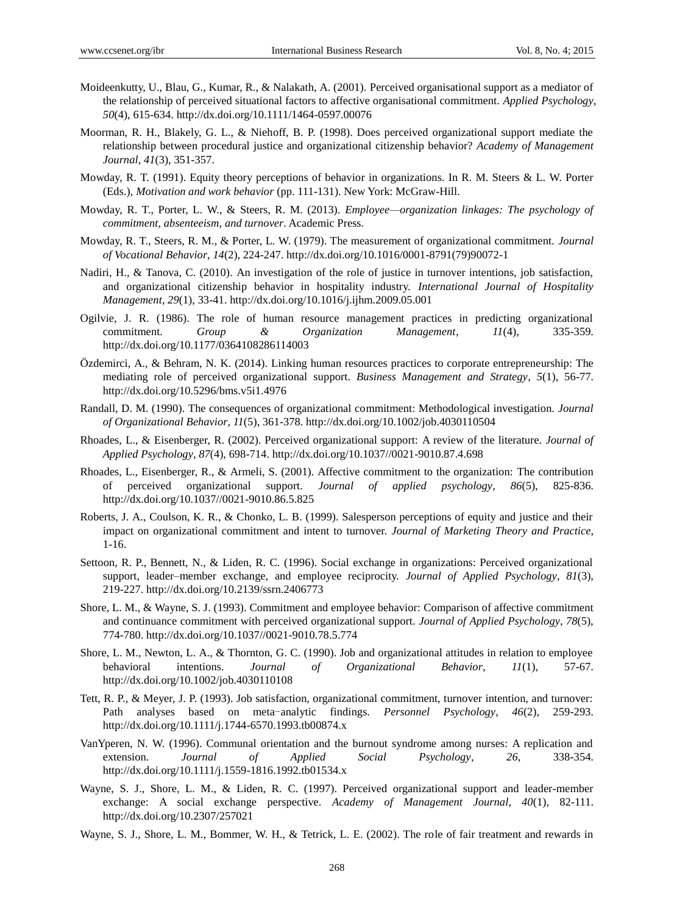Moideenkutty, U., Blau, G., Kumar, R., & Nalakath, A. (2001). Perceived organisational support as a mediator of the relationship of perceived situational factors to affective organisational commitment. *Applied Psychology*, *50*(4), 615-634. http://dx.doi.org/10.1111/1464-0597.00076

Moorman, R. H., Blakely, G. L., & Niehoff, B. P. (1998). Does perceived organizational support mediate the relationship between procedural justice and organizational citizenship behavior? *Academy of Management Journal*, *41*(3), 351-357.

Mowday, R. T. (1991). Equity theory perceptions of behavior in organizations. In R. M. Steers & L. W. Porter (Eds.), *Motivation and work behavior* (pp. 111-131). New York: McGraw-Hill.

Mowday, R. T., Porter, L. W., & Steers, R. M. (2013). *Employee—organization linkages: The psychology of commitment, absenteeism, and turnover*. Academic Press.

Mowday, R. T., Steers, R. M., & Porter, L. W. (1979). The measurement of organizational commitment. *Journal of Vocational Behavior*, *14*(2), 224-247. http://dx.doi.org/10.1016/0001-8791(79)90072-1

Nadiri, H., & Tanova, C. (2010). An investigation of the role of justice in turnover intentions, job satisfaction, and organizational citizenship behavior in hospitality industry. *International Journal of Hospitality Management*, *29*(1), 33-41. http://dx.doi.org/10.1016/j.ijhm.2009.05.001

Ogilvie, J. R. (1986). The role of human resource management practices in predicting organizational commitment. *Group & Organization Management*, *11*(4), 335-359. http://dx.doi.org/10.1177/0364108286114003

Özdemirci, A., & Behram, N. K. (2014). Linking human resources practices to corporate entrepreneurship: The mediating role of perceived organizational support. *Business Management and Strategy*, *5*(1), 56-77. http://dx.doi.org/10.5296/bms.v5i1.4976

Randall, D. M. (1990). The consequences of organizational commitment: Methodological investigation. *Journal of Organizational Behavior*, *11*(5), 361-378. http://dx.doi.org/10.1002/job.4030110504

Rhoades, L., & Eisenberger, R. (2002). Perceived organizational support: A review of the literature. *Journal of Applied Psychology*, *87*(4), 698-714. http://dx.doi.org/10.1037//0021-9010.87.4.698

Rhoades, L., Eisenberger, R., & Armeli, S. (2001). Affective commitment to the organization: The contribution of perceived organizational support. *Journal of applied psychology*, *86*(5), 825-836. http://dx.doi.org/10.1037//0021-9010.86.5.825

Roberts, J. A., Coulson, K. R., & Chonko, L. B. (1999). Salesperson perceptions of equity and justice and their impact on organizational commitment and intent to turnover. *Journal of Marketing Theory and Practice*, 1-16.

Settoon, R. P., Bennett, N., & Liden, R. C. (1996). Social exchange in organizations: Perceived organizational support, leader–member exchange, and employee reciprocity. *Journal of Applied Psychology*, *81*(3), 219-227. http://dx.doi.org/10.2139/ssrn.2406773

Shore, L. M., & Wayne, S. J. (1993). Commitment and employee behavior: Comparison of affective commitment and continuance commitment with perceived organizational support. *Journal of Applied Psychology*, *78*(5), 774-780. http://dx.doi.org/10.1037//0021-9010.78.5.774

Shore, L. M., Newton, L. A., & Thornton, G. C. (1990). Job and organizational attitudes in relation to employee behavioral intentions. *Journal of Organizational Behavior*, *11*(1), 57-67. http://dx.doi.org/10.1002/job.4030110108

Tett, R. P., & Meyer, J. P. (1993). Job satisfaction, organizational commitment, turnover intention, and turnover: Path analyses based on meta-analytic findings. *Personnel Psychology*, *46*(2), 259-293. http://dx.doi.org/10.1111/j.1744-6570.1993.tb00874.x

VanYperen, N. W. (1996). Communal orientation and the burnout syndrome among nurses: A replication and extension. *Journal of Applied Social Psychology*, *26*, 338-354. http://dx.doi.org/10.1111/j.1559-1816.1992.tb01534.x

Wayne, S. J., Shore, L. M., & Liden, R. C. (1997). Perceived organizational support and leader-member exchange: A social exchange perspective. *Academy of Management Journal*, *40*(1), 82-111. http://dx.doi.org/10.2307/257021

Wayne, S. J., Shore, L. M., Bommer, W. H., & Tetrick, L. E. (2002). The role of fair treatment and rewards in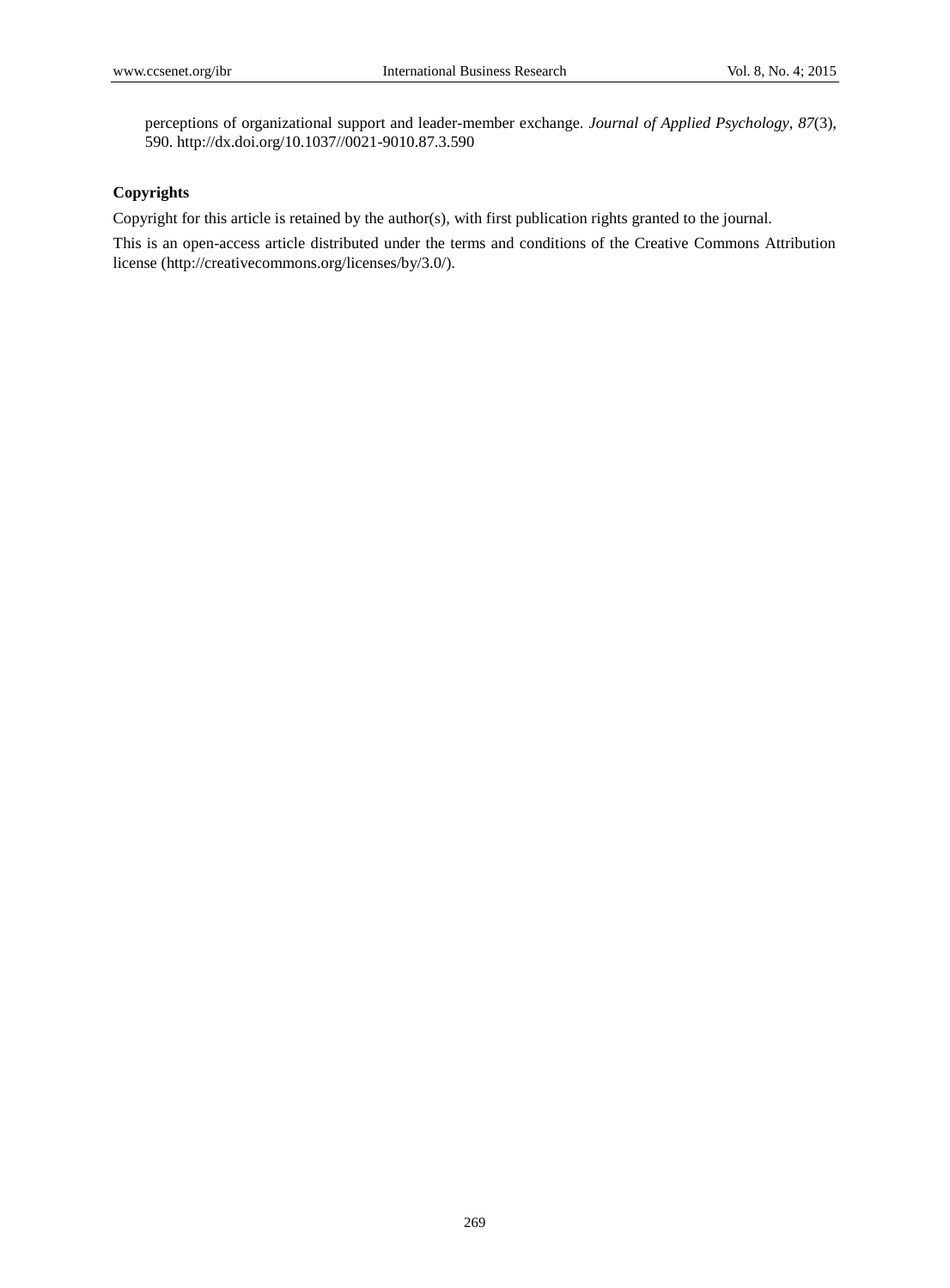perceptions of organizational support and leader-member exchange. *Journal of Applied Psychology*, *87*(3), 590. http://dx.doi.org/10.1037//0021-9010.87.3.590

## Copyrights

Copyright for this article is retained by the author(s), with first publication rights granted to the journal.

This is an open-access article distributed under the terms and conditions of the Creative Commons Attribution license (http://creativecommons.org/licenses/by/3.0/).